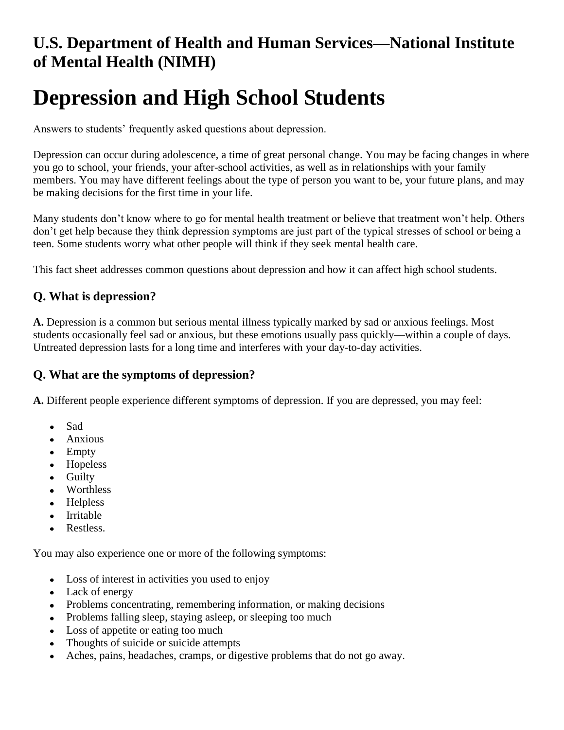## U.S. Department of Health and Human Services—National Institute of Mental Health (NIMH)

# Depression and High School Students

Answers to students' frequently asked questions about depression.

Depression can occur during adolescence, a time of great personal change. You may be facing changes in where you go to school, your friends, your after-school activities, as well as in relationships with your family members. You may have different feelings about the type of person you want to be, your future plans, and may be making decisions for the first time in your life.

Many students don't know where to go for mental health treatment or believe that treatment won't help. Others don't get help because they think depression symptoms are just part of the typical stresses of school or being a teen. Some students worry what other people will think if they seek mental health care.

This fact sheet addresses common questions about depression and how it can affect high school students.

### Q. What is depression?

**A.** Depression is a common but serious mental illness typically marked by sad or anxious feelings. Most students occasionally feel sad or anxious, but these emotions usually pass quickly—within a couple of days. Untreated depression lasts for a long time and interferes with your day-to-day activities.

### Q. What are the symptoms of depression?

**A.** Different people experience different symptoms of depression. If you are depressed, you may feel:

- Sad
- Anxious
- Empty
- Hopeless
- Guilty
- Worthless
- Helpless
- Irritable
- Restless.

You may also experience one or more of the following symptoms:

- Loss of interest in activities you used to enjoy
- Lack of energy
- Problems concentrating, remembering information, or making decisions
- Problems falling sleep, staying asleep, or sleeping too much
- Loss of appetite or eating too much
- Thoughts of suicide or suicide attempts
- Aches, pains, headaches, cramps, or digestive problems that do not go away.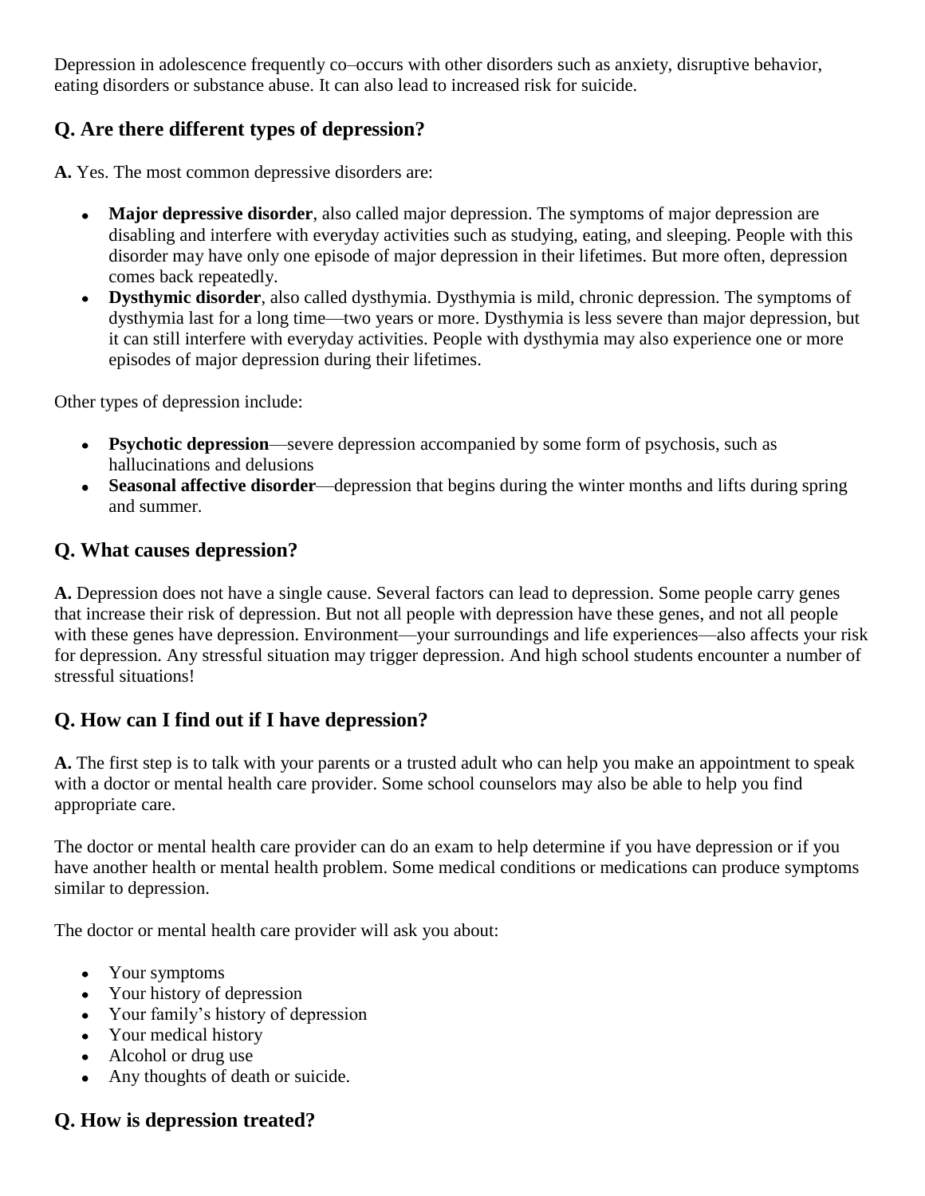Depression in adolescence frequently co–occurs with other disorders such as anxiety, disruptive behavior, eating disorders or substance abuse. It can also lead to increased risk for suicide.

## Q. Are there different types of depression?

**A.** Yes. The most common depressive disorders are:

- **Major depressive disorder**, also called major depression. The symptoms of major depression are disabling and interfere with everyday activities such as studying, eating, and sleeping. People with this disorder may have only one episode of major depression in their lifetimes. But more often, depression comes back repeatedly.
- **Dysthymic disorder**, also called dysthymia. Dysthymia is mild, chronic depression. The symptoms of dysthymia last for a long time—two years or more. Dysthymia is less severe than major depression, but it can still interfere with everyday activities. People with dysthymia may also experience one or more episodes of major depression during their lifetimes.

Other types of depression include:

- **Psychotic depression**—severe depression accompanied by some form of psychosis, such as hallucinations and delusions
- **Seasonal affective disorder**—depression that begins during the winter months and lifts during spring and summer.

## Q. What causes depression?

**A.** Depression does not have a single cause. Several factors can lead to depression. Some people carry genes that increase their risk of depression. But not all people with depression have these genes, and not all people with these genes have depression. Environment—your surroundings and life experiences—also affects your risk for depression. Any stressful situation may trigger depression. And high school students encounter a number of stressful situations!

## Q. How can I find out if I have depression?

**A.** The first step is to talk with your parents or a trusted adult who can help you make an appointment to speak with a doctor or mental health care provider. Some school counselors may also be able to help you find appropriate care.

The doctor or mental health care provider can do an exam to help determine if you have depression or if you have another health or mental health problem. Some medical conditions or medications can produce symptoms similar to depression.

The doctor or mental health care provider will ask you about:

- Your symptoms
- Your history of depression
- Your family's history of depression
- Your medical history
- Alcohol or drug use
- Any thoughts of death or suicide.

## Q. How is depression treated?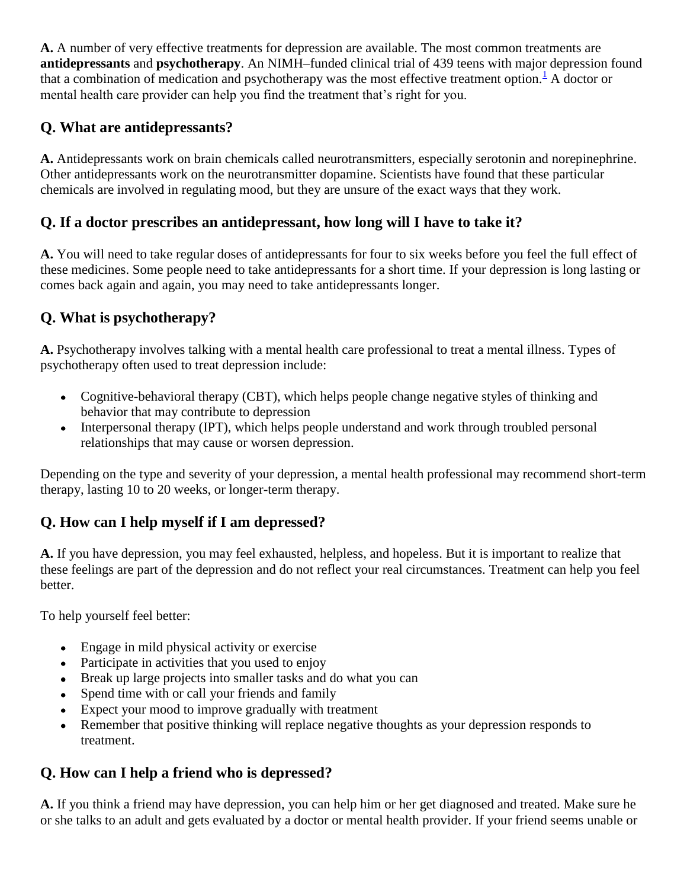**A.** A number of very effective treatments for depression are available. The most common treatments are **antidepressants** and **psychotherapy**. An NIMH–funded clinical trial of 439 teens with major depression found that a combination of medication and psychotherapy was the most effective treatment option.[1] A doctor or mental health care provider can help you find the treatment that's right for you.

## Q. What are antidepressants?

**A.** Antidepressants work on brain chemicals called neurotransmitters, especially serotonin and norepinephrine. Other antidepressants work on the neurotransmitter dopamine. Scientists have found that these particular chemicals are involved in regulating mood, but they are unsure of the exact ways that they work.

## Q. If a doctor prescribes an antidepressant, how long will I have to take it?

**A.** You will need to take regular doses of antidepressants for four to six weeks before you feel the full effect of these medicines. Some people need to take antidepressants for a short time. If your depression is long lasting or comes back again and again, you may need to take antidepressants longer.

## Q. What is psychotherapy?

**A.** Psychotherapy involves talking with a mental health care professional to treat a mental illness. Types of psychotherapy often used to treat depression include:

- Cognitive-behavioral therapy (CBT), which helps people change negative styles of thinking and behavior that may contribute to depression
- Interpersonal therapy (IPT), which helps people understand and work through troubled personal relationships that may cause or worsen depression.

Depending on the type and severity of your depression, a mental health professional may recommend short-term therapy, lasting 10 to 20 weeks, or longer-term therapy.

## Q. How can I help myself if I am depressed?

**A.** If you have depression, you may feel exhausted, helpless, and hopeless. But it is important to realize that these feelings are part of the depression and do not reflect your real circumstances. Treatment can help you feel better.

To help yourself feel better:

- Engage in mild physical activity or exercise
- Participate in activities that you used to enjoy
- Break up large projects into smaller tasks and do what you can
- Spend time with or call your friends and family
- Expect your mood to improve gradually with treatment
- Remember that positive thinking will replace negative thoughts as your depression responds to treatment.

## Q. How can I help a friend who is depressed?

**A.** If you think a friend may have depression, you can help him or her get diagnosed and treated. Make sure he or she talks to an adult and gets evaluated by a doctor or mental health provider. If your friend seems unable or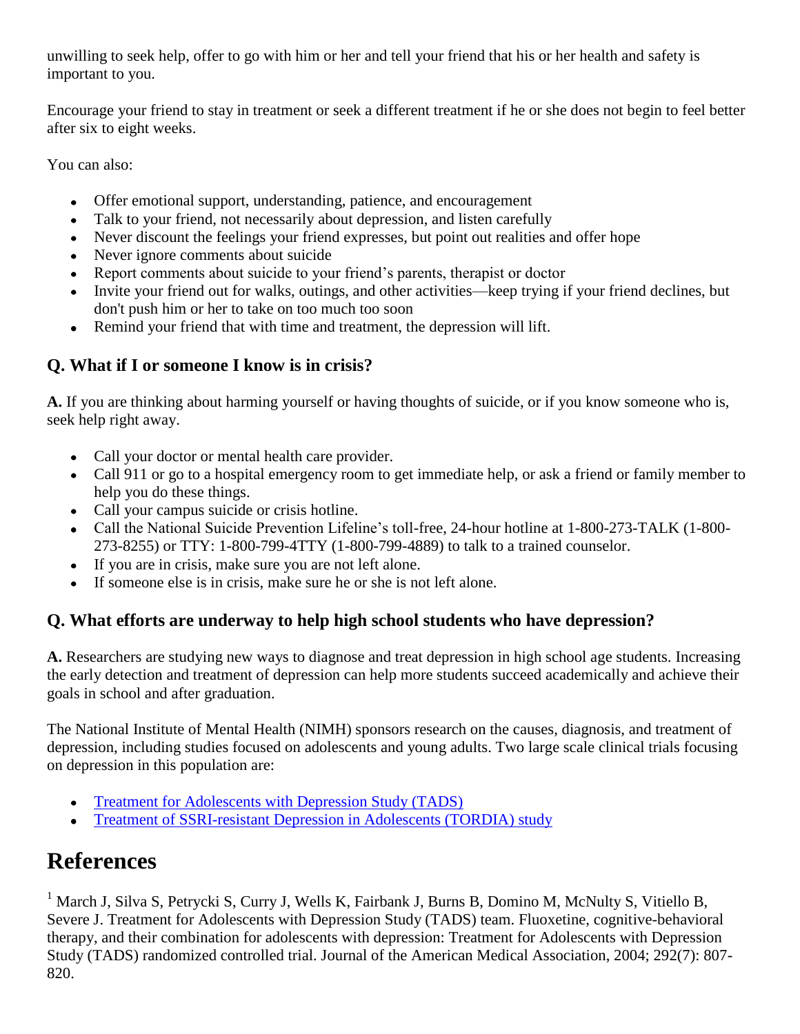unwilling to seek help, offer to go with him or her and tell your friend that his or her health and safety is important to you.

Encourage your friend to stay in treatment or seek a different treatment if he or she does not begin to feel better after six to eight weeks.

You can also:

- Offer emotional support, understanding, patience, and encouragement
- Talk to your friend, not necessarily about depression, and listen carefully
- Never discount the feelings your friend expresses, but point out realities and offer hope
- Never ignore comments about suicide
- Report comments about suicide to your friend's parents, therapist or doctor
- Invite your friend out for walks, outings, and other activities—keep trying if your friend declines, but don't push him or her to take on too much too soon
- Remind your friend that with time and treatment, the depression will lift.

### Q. What if I or someone I know is in crisis?

**A.** If you are thinking about harming yourself or having thoughts of suicide, or if you know someone who is, seek help right away.

- Call your doctor or mental health care provider.
- Call 911 or go to a hospital emergency room to get immediate help, or ask a friend or family member to help you do these things.
- Call your campus suicide or crisis hotline.
- Call the National Suicide Prevention Lifeline's toll-free, 24-hour hotline at 1-800-273-TALK (1-800-273-8255) or TTY: 1-800-799-4TTY (1-800-799-4889) to talk to a trained counselor.
- If you are in crisis, make sure you are not left alone.
- If someone else is in crisis, make sure he or she is not left alone.

### Q. What efforts are underway to help high school students who have depression?

**A.** Researchers are studying new ways to diagnose and treat depression in high school age students. Increasing the early detection and treatment of depression can help more students succeed academically and achieve their goals in school and after graduation.

The National Institute of Mental Health (NIMH) sponsors research on the causes, diagnosis, and treatment of depression, including studies focused on adolescents and young adults. Two large scale clinical trials focusing on depression in this population are:

- Treatment for Adolescents with Depression Study (TADS)
- Treatment of SSRI-resistant Depression in Adolescents (TORDIA) study

## References

[1] March J, Silva S, Petrycki S, Curry J, Wells K, Fairbank J, Burns B, Domino M, McNulty S, Vitiello B, Severe J. Treatment for Adolescents with Depression Study (TADS) team. Fluoxetine, cognitive-behavioral therapy, and their combination for adolescents with depression: Treatment for Adolescents with Depression Study (TADS) randomized controlled trial. Journal of the American Medical Association, 2004; 292(7): 807-820.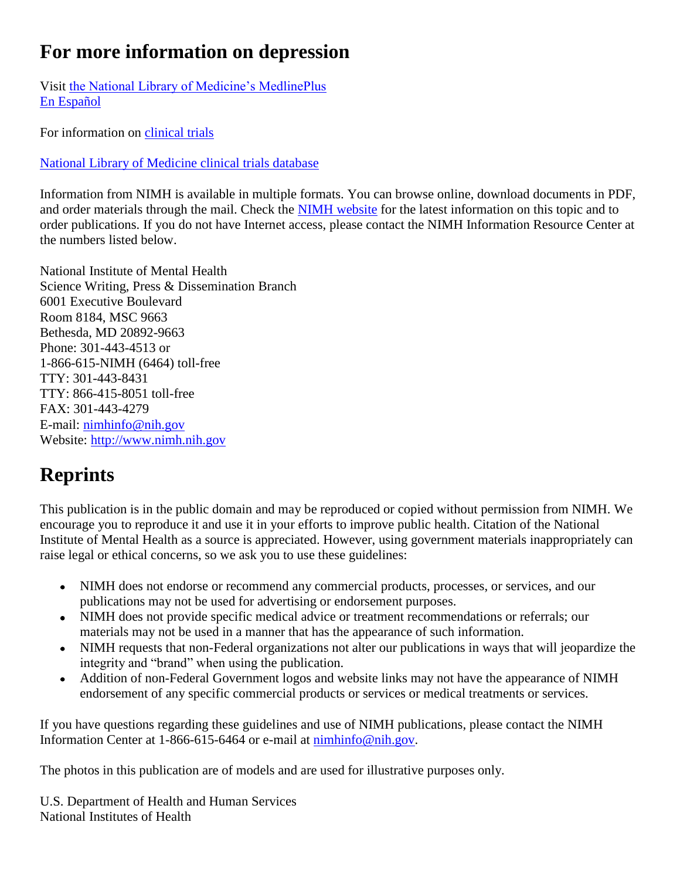# For more information on depression

Visit the National Library of Medicine's MedlinePlus
En Español

For information on clinical trials

National Library of Medicine clinical trials database

Information from NIMH is available in multiple formats. You can browse online, download documents in PDF, and order materials through the mail. Check the NIMH website for the latest information on this topic and to order publications. If you do not have Internet access, please contact the NIMH Information Resource Center at the numbers listed below.

National Institute of Mental Health
Science Writing, Press & Dissemination Branch
6001 Executive Boulevard
Room 8184, MSC 9663
Bethesda, MD 20892-9663
Phone: 301-443-4513 or
1-866-615-NIMH (6464) toll-free
TTY: 301-443-8431
TTY: 866-415-8051 toll-free
FAX: 301-443-4279
E-mail: nimhinfo@nih.gov
Website: http://www.nimh.nih.gov

# Reprints

This publication is in the public domain and may be reproduced or copied without permission from NIMH. We encourage you to reproduce it and use it in your efforts to improve public health. Citation of the National Institute of Mental Health as a source is appreciated. However, using government materials inappropriately can raise legal or ethical concerns, so we ask you to use these guidelines:

- NIMH does not endorse or recommend any commercial products, processes, or services, and our publications may not be used for advertising or endorsement purposes.
- NIMH does not provide specific medical advice or treatment recommendations or referrals; our materials may not be used in a manner that has the appearance of such information.
- NIMH requests that non-Federal organizations not alter our publications in ways that will jeopardize the integrity and "brand" when using the publication.
- Addition of non-Federal Government logos and website links may not have the appearance of NIMH endorsement of any specific commercial products or services or medical treatments or services.

If you have questions regarding these guidelines and use of NIMH publications, please contact the NIMH Information Center at 1-866-615-6464 or e-mail at nimhinfo@nih.gov.

The photos in this publication are of models and are used for illustrative purposes only.

U.S. Department of Health and Human Services
National Institutes of Health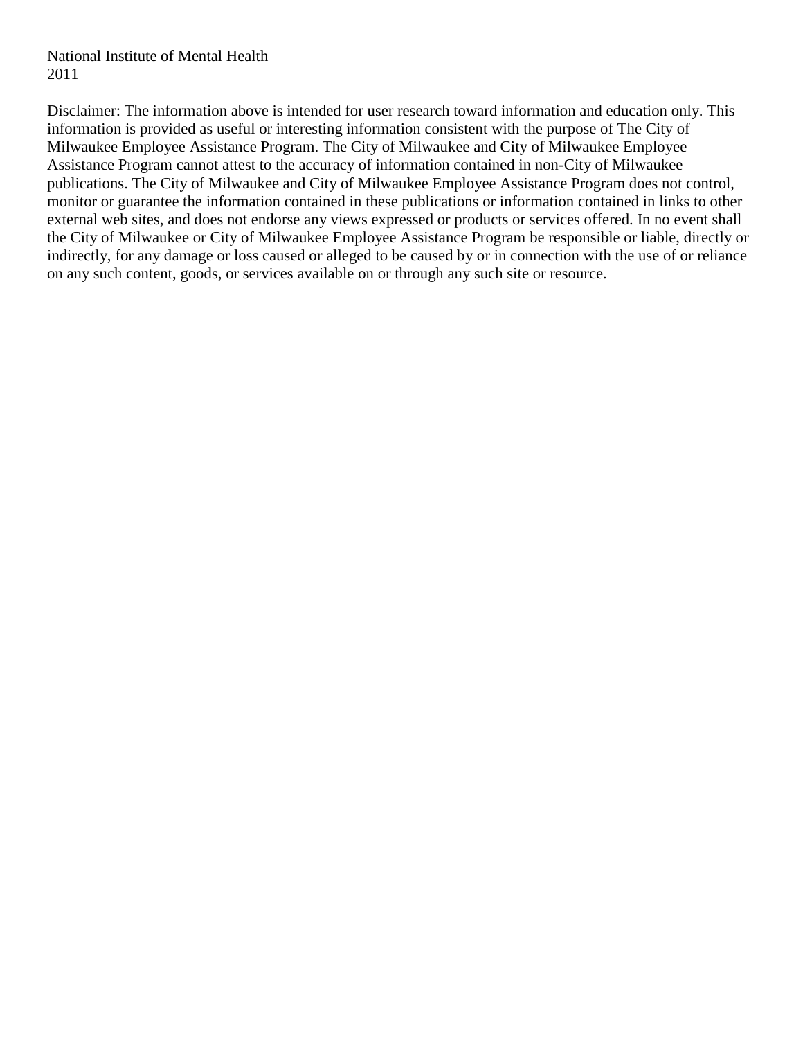National Institute of Mental Health
2011

<u>Disclaimer:</u> The information above is intended for user research toward information and education only. This information is provided as useful or interesting information consistent with the purpose of The City of Milwaukee Employee Assistance Program. The City of Milwaukee and City of Milwaukee Employee Assistance Program cannot attest to the accuracy of information contained in non-City of Milwaukee publications. The City of Milwaukee and City of Milwaukee Employee Assistance Program does not control, monitor or guarantee the information contained in these publications or information contained in links to other external web sites, and does not endorse any views expressed or products or services offered. In no event shall the City of Milwaukee or City of Milwaukee Employee Assistance Program be responsible or liable, directly or indirectly, for any damage or loss caused or alleged to be caused by or in connection with the use of or reliance on any such content, goods, or services available on or through any such site or resource.